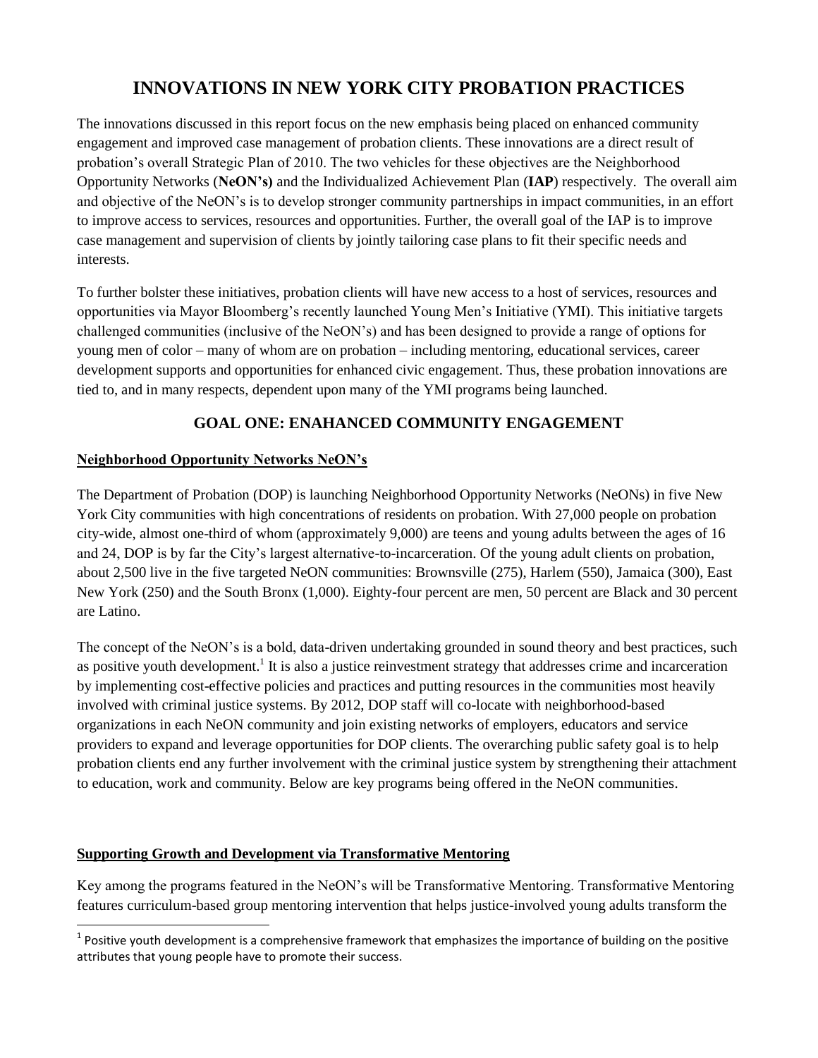# INNOVATIONS IN NEW YORK CITY PROBATION PRACTICES

The innovations discussed in this report focus on the new emphasis being placed on enhanced community engagement and improved case management of probation clients. These innovations are a direct result of probation's overall Strategic Plan of 2010. The two vehicles for these objectives are the Neighborhood Opportunity Networks (**NeON's)** and the Individualized Achievement Plan (**IAP**) respectively. The overall aim and objective of the NeON's is to develop stronger community partnerships in impact communities, in an effort to improve access to services, resources and opportunities. Further, the overall goal of the IAP is to improve case management and supervision of clients by jointly tailoring case plans to fit their specific needs and interests.

To further bolster these initiatives, probation clients will have new access to a host of services, resources and opportunities via Mayor Bloomberg's recently launched Young Men's Initiative (YMI). This initiative targets challenged communities (inclusive of the NeON's) and has been designed to provide a range of options for young men of color – many of whom are on probation – including mentoring, educational services, career development supports and opportunities for enhanced civic engagement. Thus, these probation innovations are tied to, and in many respects, dependent upon many of the YMI programs being launched.

## GOAL ONE: ENAHANCED COMMUNITY ENGAGEMENT

**Neighborhood Opportunity Networks NeON's**

The Department of Probation (DOP) is launching Neighborhood Opportunity Networks (NeONs) in five New York City communities with high concentrations of residents on probation. With 27,000 people on probation city-wide, almost one-third of whom (approximately 9,000) are teens and young adults between the ages of 16 and 24, DOP is by far the City's largest alternative-to-incarceration. Of the young adult clients on probation, about 2,500 live in the five targeted NeON communities: Brownsville (275), Harlem (550), Jamaica (300), East New York (250) and the South Bronx (1,000). Eighty-four percent are men, 50 percent are Black and 30 percent are Latino.

The concept of the NeON's is a bold, data-driven undertaking grounded in sound theory and best practices, such as positive youth development.[1] It is also a justice reinvestment strategy that addresses crime and incarceration by implementing cost-effective policies and practices and putting resources in the communities most heavily involved with criminal justice systems. By 2012, DOP staff will co-locate with neighborhood-based organizations in each NeON community and join existing networks of employers, educators and service providers to expand and leverage opportunities for DOP clients. The overarching public safety goal is to help probation clients end any further involvement with the criminal justice system by strengthening their attachment to education, work and community. Below are key programs being offered in the NeON communities.

**Supporting Growth and Development via Transformative Mentoring**

Key among the programs featured in the NeON's will be Transformative Mentoring. Transformative Mentoring features curriculum-based group mentoring intervention that helps justice-involved young adults transform the

[1] Positive youth development is a comprehensive framework that emphasizes the importance of building on the positive attributes that young people have to promote their success.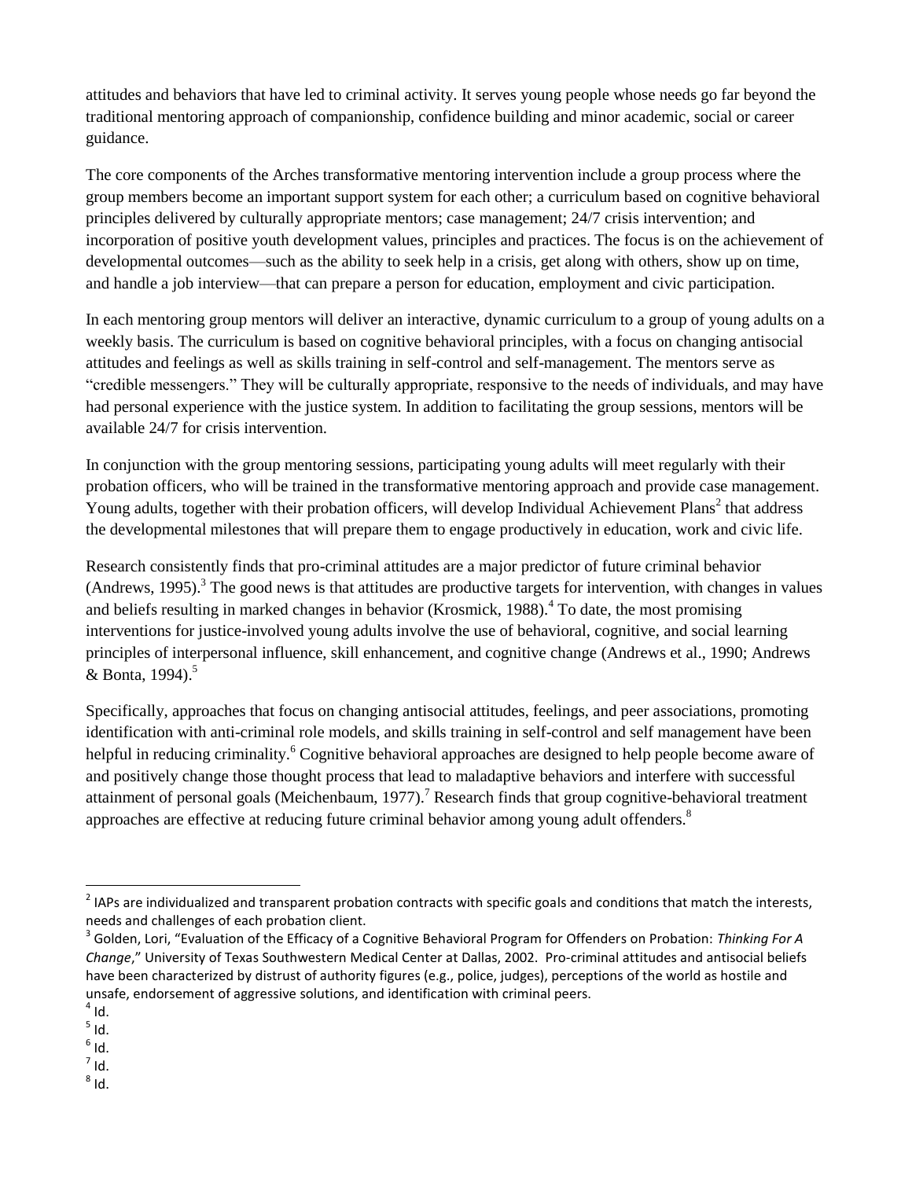attitudes and behaviors that have led to criminal activity. It serves young people whose needs go far beyond the traditional mentoring approach of companionship, confidence building and minor academic, social or career guidance.

The core components of the Arches transformative mentoring intervention include a group process where the group members become an important support system for each other; a curriculum based on cognitive behavioral principles delivered by culturally appropriate mentors; case management; 24/7 crisis intervention; and incorporation of positive youth development values, principles and practices. The focus is on the achievement of developmental outcomes—such as the ability to seek help in a crisis, get along with others, show up on time, and handle a job interview—that can prepare a person for education, employment and civic participation.

In each mentoring group mentors will deliver an interactive, dynamic curriculum to a group of young adults on a weekly basis. The curriculum is based on cognitive behavioral principles, with a focus on changing antisocial attitudes and feelings as well as skills training in self-control and self-management. The mentors serve as "credible messengers." They will be culturally appropriate, responsive to the needs of individuals, and may have had personal experience with the justice system. In addition to facilitating the group sessions, mentors will be available 24/7 for crisis intervention.

In conjunction with the group mentoring sessions, participating young adults will meet regularly with their probation officers, who will be trained in the transformative mentoring approach and provide case management. Young adults, together with their probation officers, will develop Individual Achievement Plans[2] that address the developmental milestones that will prepare them to engage productively in education, work and civic life.

Research consistently finds that pro-criminal attitudes are a major predictor of future criminal behavior (Andrews, 1995).[3] The good news is that attitudes are productive targets for intervention, with changes in values and beliefs resulting in marked changes in behavior (Krosmick, 1988).[4] To date, the most promising interventions for justice-involved young adults involve the use of behavioral, cognitive, and social learning principles of interpersonal influence, skill enhancement, and cognitive change (Andrews et al., 1990; Andrews & Bonta, 1994).[5]

Specifically, approaches that focus on changing antisocial attitudes, feelings, and peer associations, promoting identification with anti-criminal role models, and skills training in self-control and self management have been helpful in reducing criminality.[6] Cognitive behavioral approaches are designed to help people become aware of and positively change those thought process that lead to maladaptive behaviors and interfere with successful attainment of personal goals (Meichenbaum, 1977).[7] Research finds that group cognitive-behavioral treatment approaches are effective at reducing future criminal behavior among young adult offenders.[8]

---

[2] IAPs are individualized and transparent probation contracts with specific goals and conditions that match the interests, needs and challenges of each probation client.

[3] Golden, Lori, "Evaluation of the Efficacy of a Cognitive Behavioral Program for Offenders on Probation: *Thinking For A Change*," University of Texas Southwestern Medical Center at Dallas, 2002. Pro-criminal attitudes and antisocial beliefs have been characterized by distrust of authority figures (e.g., police, judges), perceptions of the world as hostile and unsafe, endorsement of aggressive solutions, and identification with criminal peers.

[4] Id.

[5] Id.

[6] Id.

[7] Id.

[8] Id.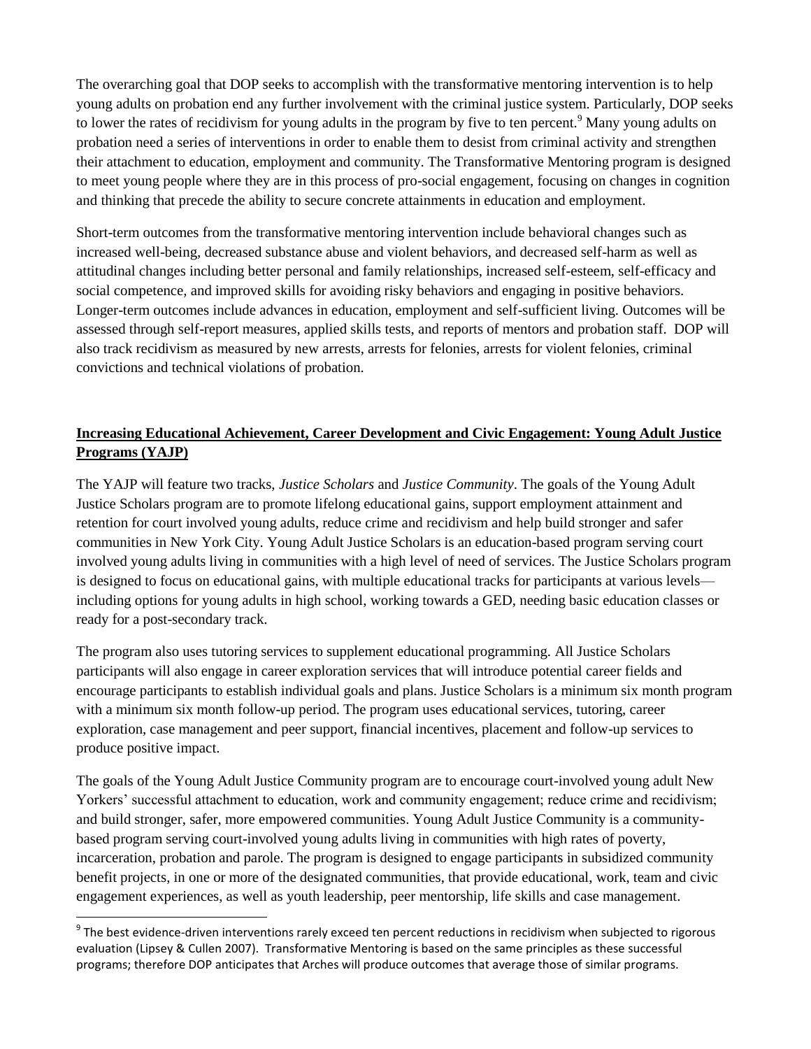The overarching goal that DOP seeks to accomplish with the transformative mentoring intervention is to help young adults on probation end any further involvement with the criminal justice system. Particularly, DOP seeks to lower the rates of recidivism for young adults in the program by five to ten percent.[9] Many young adults on probation need a series of interventions in order to enable them to desist from criminal activity and strengthen their attachment to education, employment and community. The Transformative Mentoring program is designed to meet young people where they are in this process of pro-social engagement, focusing on changes in cognition and thinking that precede the ability to secure concrete attainments in education and employment.

Short-term outcomes from the transformative mentoring intervention include behavioral changes such as increased well-being, decreased substance abuse and violent behaviors, and decreased self-harm as well as attitudinal changes including better personal and family relationships, increased self-esteem, self-efficacy and social competence, and improved skills for avoiding risky behaviors and engaging in positive behaviors. Longer-term outcomes include advances in education, employment and self-sufficient living. Outcomes will be assessed through self-report measures, applied skills tests, and reports of mentors and probation staff. DOP will also track recidivism as measured by new arrests, arrests for felonies, arrests for violent felonies, criminal convictions and technical violations of probation.

## Increasing Educational Achievement, Career Development and Civic Engagement: Young Adult Justice Programs (YAJP)

The YAJP will feature two tracks, *Justice Scholars* and *Justice Community*. The goals of the Young Adult Justice Scholars program are to promote lifelong educational gains, support employment attainment and retention for court involved young adults, reduce crime and recidivism and help build stronger and safer communities in New York City. Young Adult Justice Scholars is an education-based program serving court involved young adults living in communities with a high level of need of services. The Justice Scholars program is designed to focus on educational gains, with multiple educational tracks for participants at various levels—including options for young adults in high school, working towards a GED, needing basic education classes or ready for a post-secondary track.

The program also uses tutoring services to supplement educational programming. All Justice Scholars participants will also engage in career exploration services that will introduce potential career fields and encourage participants to establish individual goals and plans. Justice Scholars is a minimum six month program with a minimum six month follow-up period. The program uses educational services, tutoring, career exploration, case management and peer support, financial incentives, placement and follow-up services to produce positive impact.

The goals of the Young Adult Justice Community program are to encourage court-involved young adult New Yorkers' successful attachment to education, work and community engagement; reduce crime and recidivism; and build stronger, safer, more empowered communities. Young Adult Justice Community is a community-based program serving court-involved young adults living in communities with high rates of poverty, incarceration, probation and parole. The program is designed to engage participants in subsidized community benefit projects, in one or more of the designated communities, that provide educational, work, team and civic engagement experiences, as well as youth leadership, peer mentorship, life skills and case management.

[9] The best evidence-driven interventions rarely exceed ten percent reductions in recidivism when subjected to rigorous evaluation (Lipsey & Cullen 2007). Transformative Mentoring is based on the same principles as these successful programs; therefore DOP anticipates that Arches will produce outcomes that average those of similar programs.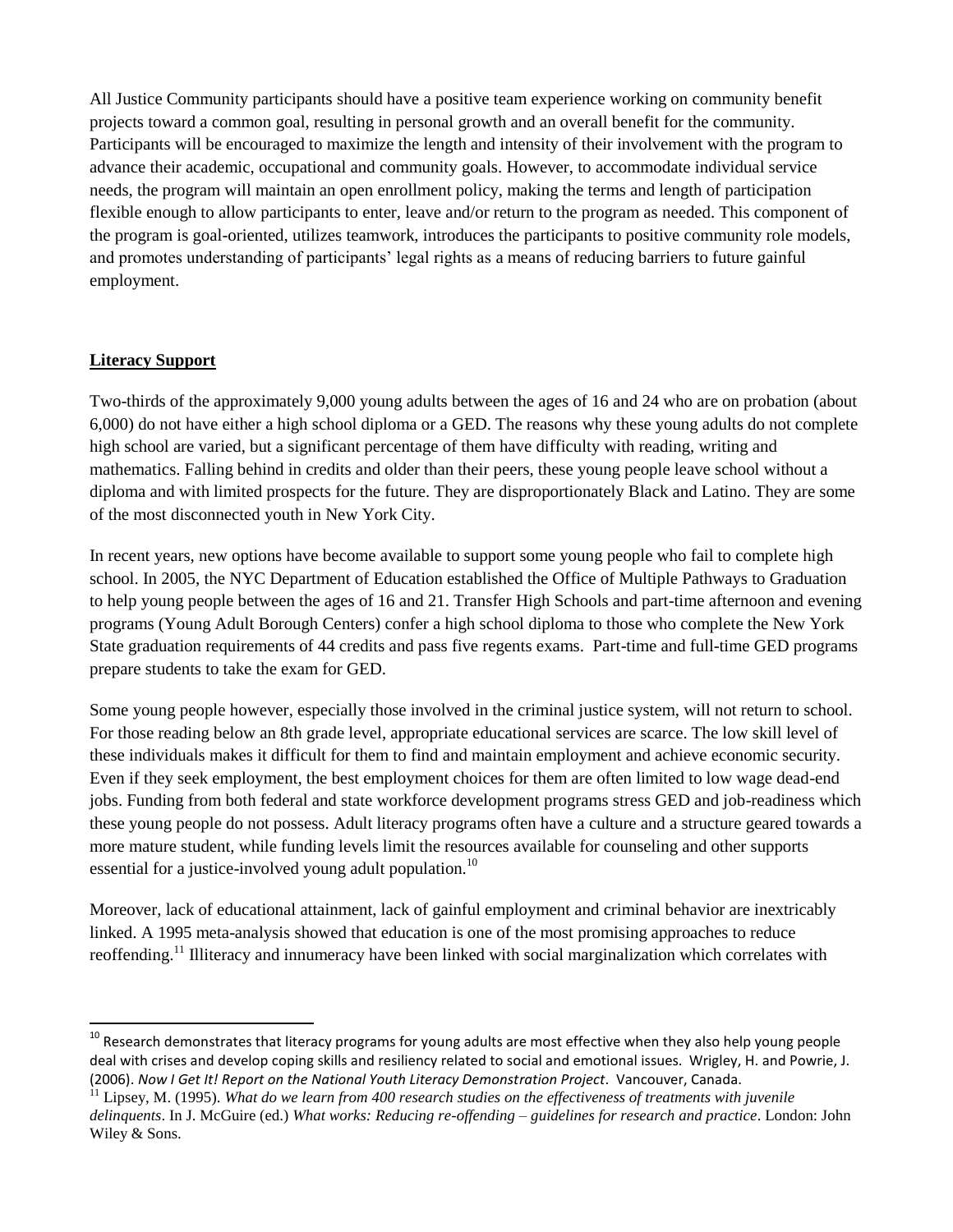All Justice Community participants should have a positive team experience working on community benefit projects toward a common goal, resulting in personal growth and an overall benefit for the community. Participants will be encouraged to maximize the length and intensity of their involvement with the program to advance their academic, occupational and community goals. However, to accommodate individual service needs, the program will maintain an open enrollment policy, making the terms and length of participation flexible enough to allow participants to enter, leave and/or return to the program as needed. This component of the program is goal-oriented, utilizes teamwork, introduces the participants to positive community role models, and promotes understanding of participants' legal rights as a means of reducing barriers to future gainful employment.

## Literacy Support

Two-thirds of the approximately 9,000 young adults between the ages of 16 and 24 who are on probation (about 6,000) do not have either a high school diploma or a GED. The reasons why these young adults do not complete high school are varied, but a significant percentage of them have difficulty with reading, writing and mathematics. Falling behind in credits and older than their peers, these young people leave school without a diploma and with limited prospects for the future. They are disproportionately Black and Latino. They are some of the most disconnected youth in New York City.

In recent years, new options have become available to support some young people who fail to complete high school. In 2005, the NYC Department of Education established the Office of Multiple Pathways to Graduation to help young people between the ages of 16 and 21. Transfer High Schools and part-time afternoon and evening programs (Young Adult Borough Centers) confer a high school diploma to those who complete the New York State graduation requirements of 44 credits and pass five regents exams. Part-time and full-time GED programs prepare students to take the exam for GED.

Some young people however, especially those involved in the criminal justice system, will not return to school. For those reading below an 8th grade level, appropriate educational services are scarce. The low skill level of these individuals makes it difficult for them to find and maintain employment and achieve economic security. Even if they seek employment, the best employment choices for them are often limited to low wage dead-end jobs. Funding from both federal and state workforce development programs stress GED and job-readiness which these young people do not possess. Adult literacy programs often have a culture and a structure geared towards a more mature student, while funding levels limit the resources available for counseling and other supports essential for a justice-involved young adult population.[10]

Moreover, lack of educational attainment, lack of gainful employment and criminal behavior are inextricably linked. A 1995 meta-analysis showed that education is one of the most promising approaches to reduce reoffending.[11] Illiteracy and innumeracy have been linked with social marginalization which correlates with

---

[10] Research demonstrates that literacy programs for young adults are most effective when they also help young people deal with crises and develop coping skills and resiliency related to social and emotional issues. Wrigley, H. and Powrie, J. (2006). *Now I Get It! Report on the National Youth Literacy Demonstration Project*. Vancouver, Canada.

[11] Lipsey, M. (1995). *What do we learn from 400 research studies on the effectiveness of treatments with juvenile delinquents*. In J. McGuire (ed.) *What works: Reducing re-offending – guidelines for research and practice*. London: John Wiley & Sons.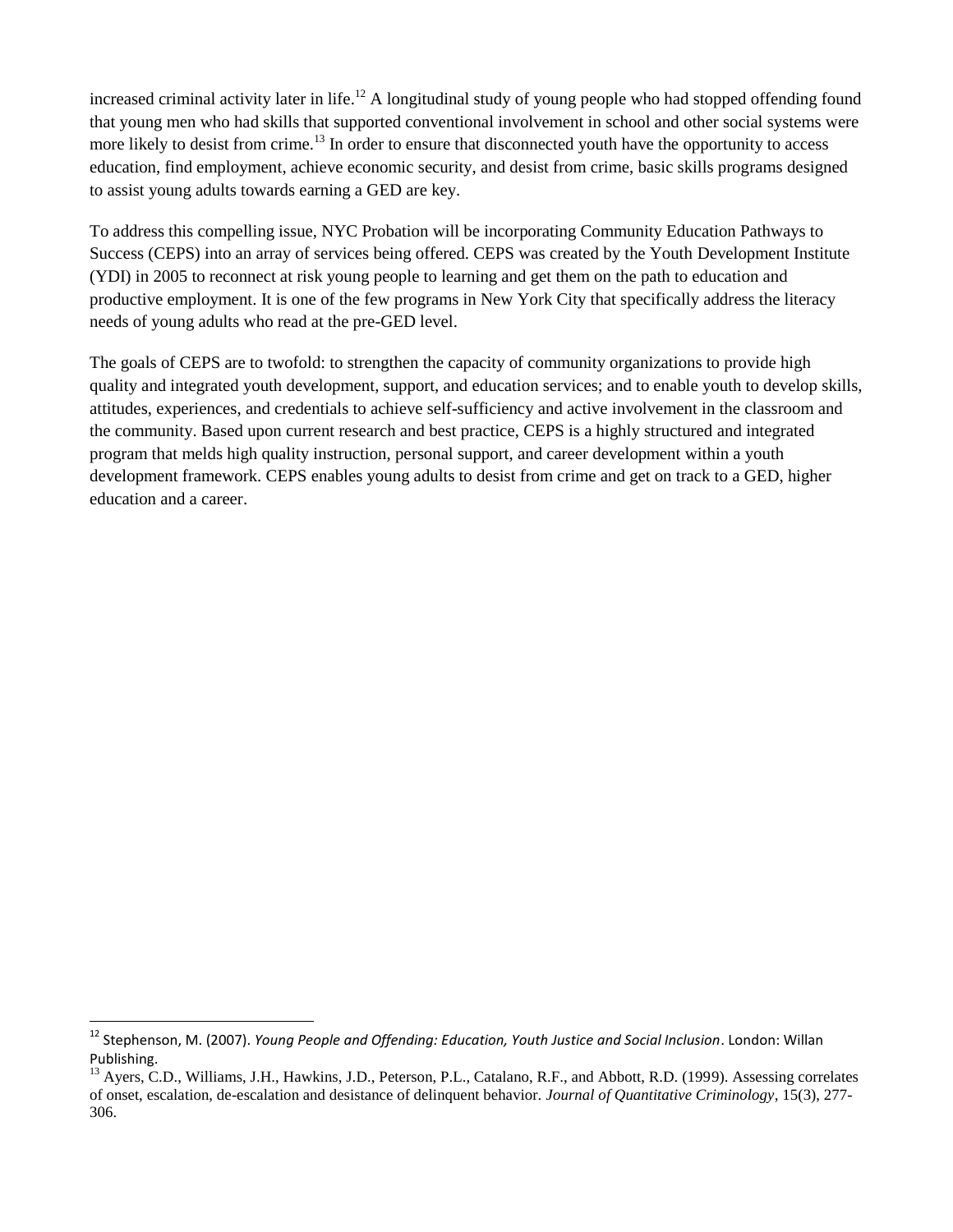increased criminal activity later in life.[12] A longitudinal study of young people who had stopped offending found that young men who had skills that supported conventional involvement in school and other social systems were more likely to desist from crime.[13] In order to ensure that disconnected youth have the opportunity to access education, find employment, achieve economic security, and desist from crime, basic skills programs designed to assist young adults towards earning a GED are key.

To address this compelling issue, NYC Probation will be incorporating Community Education Pathways to Success (CEPS) into an array of services being offered. CEPS was created by the Youth Development Institute (YDI) in 2005 to reconnect at risk young people to learning and get them on the path to education and productive employment. It is one of the few programs in New York City that specifically address the literacy needs of young adults who read at the pre-GED level.

The goals of CEPS are to twofold: to strengthen the capacity of community organizations to provide high quality and integrated youth development, support, and education services; and to enable youth to develop skills, attitudes, experiences, and credentials to achieve self-sufficiency and active involvement in the classroom and the community. Based upon current research and best practice, CEPS is a highly structured and integrated program that melds high quality instruction, personal support, and career development within a youth development framework. CEPS enables young adults to desist from crime and get on track to a GED, higher education and a career.

---

[12] Stephenson, M. (2007). *Young People and Offending: Education, Youth Justice and Social Inclusion*. London: Willan Publishing.

[13] Ayers, C.D., Williams, J.H., Hawkins, J.D., Peterson, P.L., Catalano, R.F., and Abbott, R.D. (1999). Assessing correlates of onset, escalation, de-escalation and desistance of delinquent behavior. *Journal of Quantitative Criminology*, 15(3), 277-306.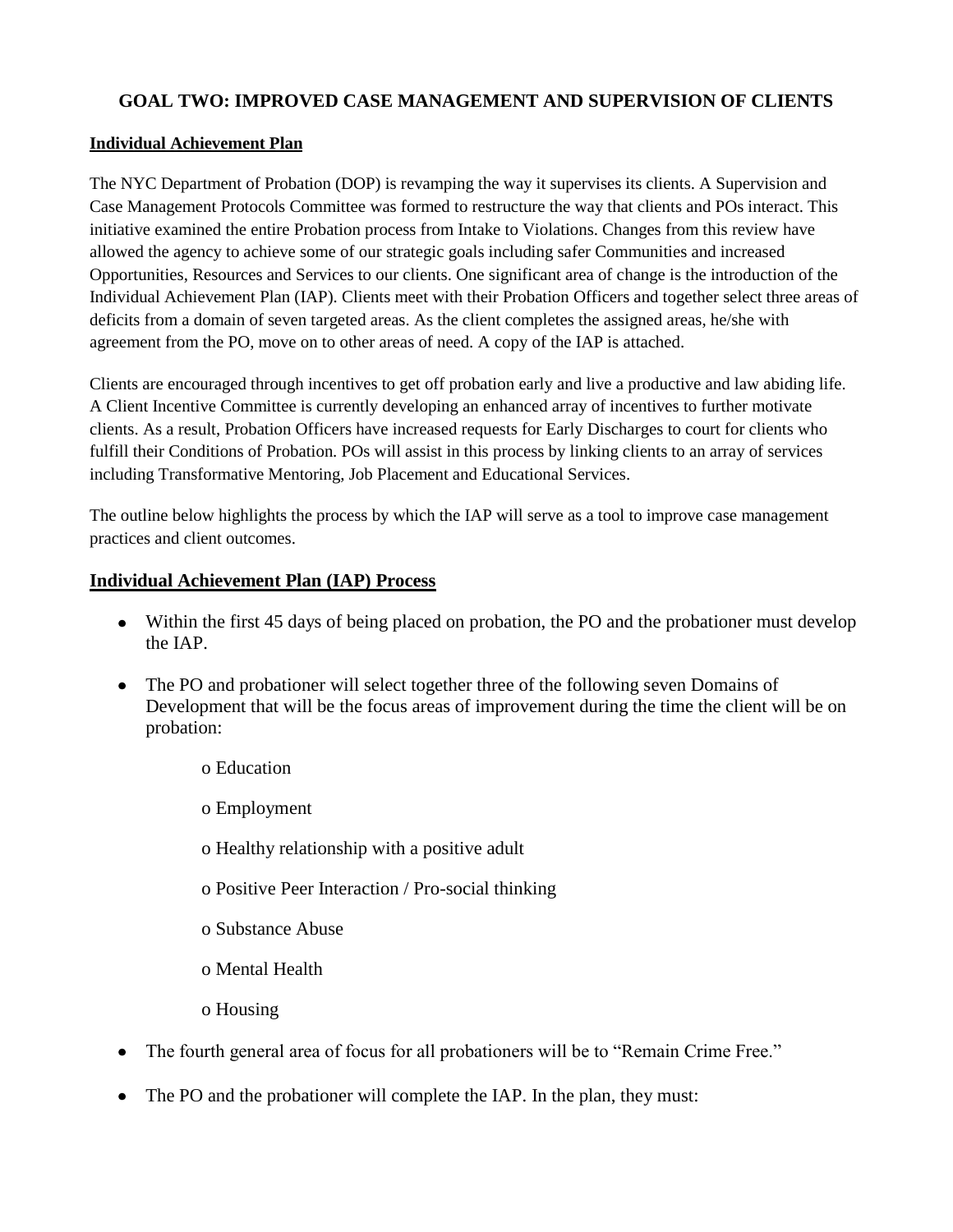## GOAL TWO: IMPROVED CASE MANAGEMENT AND SUPERVISION OF CLIENTS

**Individual Achievement Plan**

The NYC Department of Probation (DOP) is revamping the way it supervises its clients. A Supervision and Case Management Protocols Committee was formed to restructure the way that clients and POs interact. This initiative examined the entire Probation process from Intake to Violations. Changes from this review have allowed the agency to achieve some of our strategic goals including safer Communities and increased Opportunities, Resources and Services to our clients. One significant area of change is the introduction of the Individual Achievement Plan (IAP). Clients meet with their Probation Officers and together select three areas of deficits from a domain of seven targeted areas. As the client completes the assigned areas, he/she with agreement from the PO, move on to other areas of need. A copy of the IAP is attached.

Clients are encouraged through incentives to get off probation early and live a productive and law abiding life. A Client Incentive Committee is currently developing an enhanced array of incentives to further motivate clients. As a result, Probation Officers have increased requests for Early Discharges to court for clients who fulfill their Conditions of Probation. POs will assist in this process by linking clients to an array of services including Transformative Mentoring, Job Placement and Educational Services.

The outline below highlights the process by which the IAP will serve as a tool to improve case management practices and client outcomes.

### Individual Achievement Plan (IAP) Process

- Within the first 45 days of being placed on probation, the PO and the probationer must develop the IAP.
- The PO and probationer will select together three of the following seven Domains of Development that will be the focus areas of improvement during the time the client will be on probation:
  - Education
  - Employment
  - Healthy relationship with a positive adult
  - Positive Peer Interaction / Pro-social thinking
  - Substance Abuse
  - Mental Health
  - Housing
- The fourth general area of focus for all probationers will be to "Remain Crime Free."
- The PO and the probationer will complete the IAP. In the plan, they must: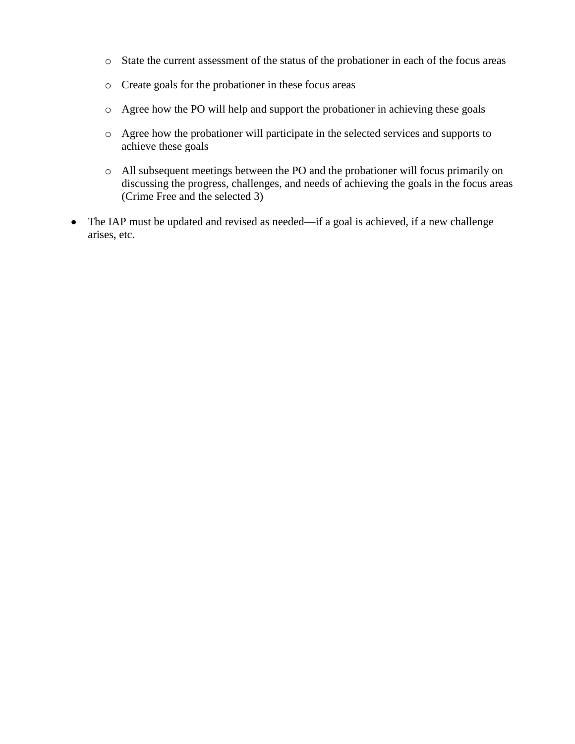- State the current assessment of the status of the probationer in each of the focus areas
  - Create goals for the probationer in these focus areas
  - Agree how the PO will help and support the probationer in achieving these goals
  - Agree how the probationer will participate in the selected services and supports to achieve these goals
  - All subsequent meetings between the PO and the probationer will focus primarily on discussing the progress, challenges, and needs of achieving the goals in the focus areas (Crime Free and the selected 3)

- The IAP must be updated and revised as needed—if a goal is achieved, if a new challenge arises, etc.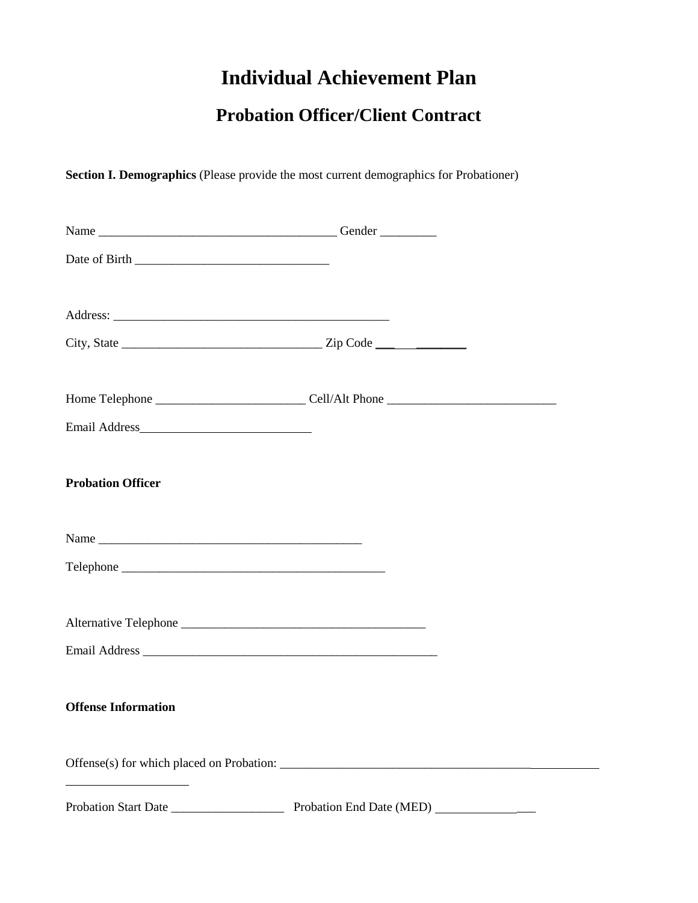# Individual Achievement Plan

## Probation Officer/Client Contract

**Section I. Demographics** (Please provide the most current demographics for Probationer)

Name ______________________________________ Gender _________

Date of Birth _______________________________

Address: ____________________________________________

City, State ________________________________ Zip Code ___ ________

Home Telephone ________________________ Cell/Alt Phone ___________________________

Email Address ___________________________

**Probation Officer**

Name ___________________________________________

Telephone ___________________________________________

Alternative Telephone _______________________________________

Email Address ________________________________________________

**Offense Information**

Offense(s) for which placed on Probation: ________________________________________________________
____________________

Probation Start Date __________________ Probation End Date (MED) ________________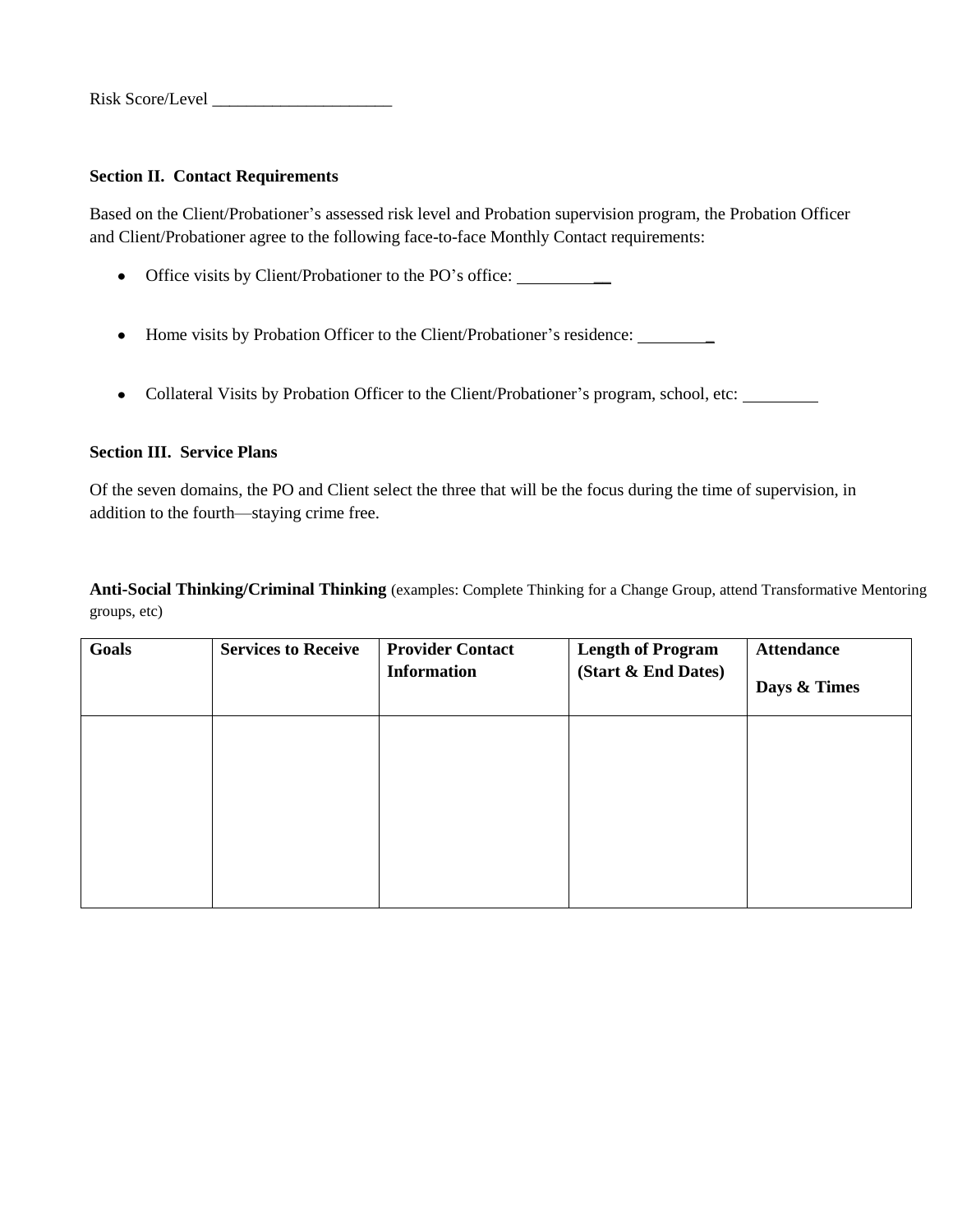Risk Score/Level _____________________

**Section II. Contact Requirements**

Based on the Client/Probationer's assessed risk level and Probation supervision program, the Probation Officer and Client/Probationer agree to the following face-to-face Monthly Contact requirements:

- Office visits by Client/Probationer to the PO's office: ___________
- Home visits by Probation Officer to the Client/Probationer's residence: _________
- Collateral Visits by Probation Officer to the Client/Probationer's program, school, etc: _________

**Section III. Service Plans**

Of the seven domains, the PO and Client select the three that will be the focus during the time of supervision, in addition to the fourth—staying crime free.

**Anti-Social Thinking/Criminal Thinking** (examples: Complete Thinking for a Change Group, attend Transformative Mentoring groups, etc)

| Goals | Services to Receive | Provider Contact Information | Length of Program (Start & End Dates) | Attendance Days & Times |
|---|---|---|---|---|
| | | | | |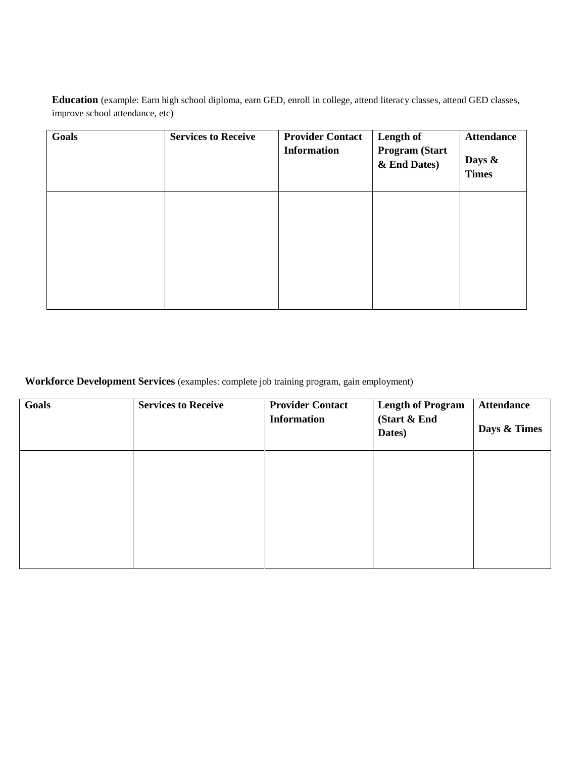**Education** (example: Earn high school diploma, earn GED, enroll in college, attend literacy classes, attend GED classes, improve school attendance, etc)

| Goals | Services to Receive | Provider Contact Information | Length of Program (Start & End Dates) | Attendance Days & Times |
|---|---|---|---|---|
| | | | | |

**Workforce Development Services** (examples: complete job training program, gain employment)

| Goals | Services to Receive | Provider Contact Information | Length of Program (Start & End Dates) | Attendance Days & Times |
|---|---|---|---|---|
| | | | | |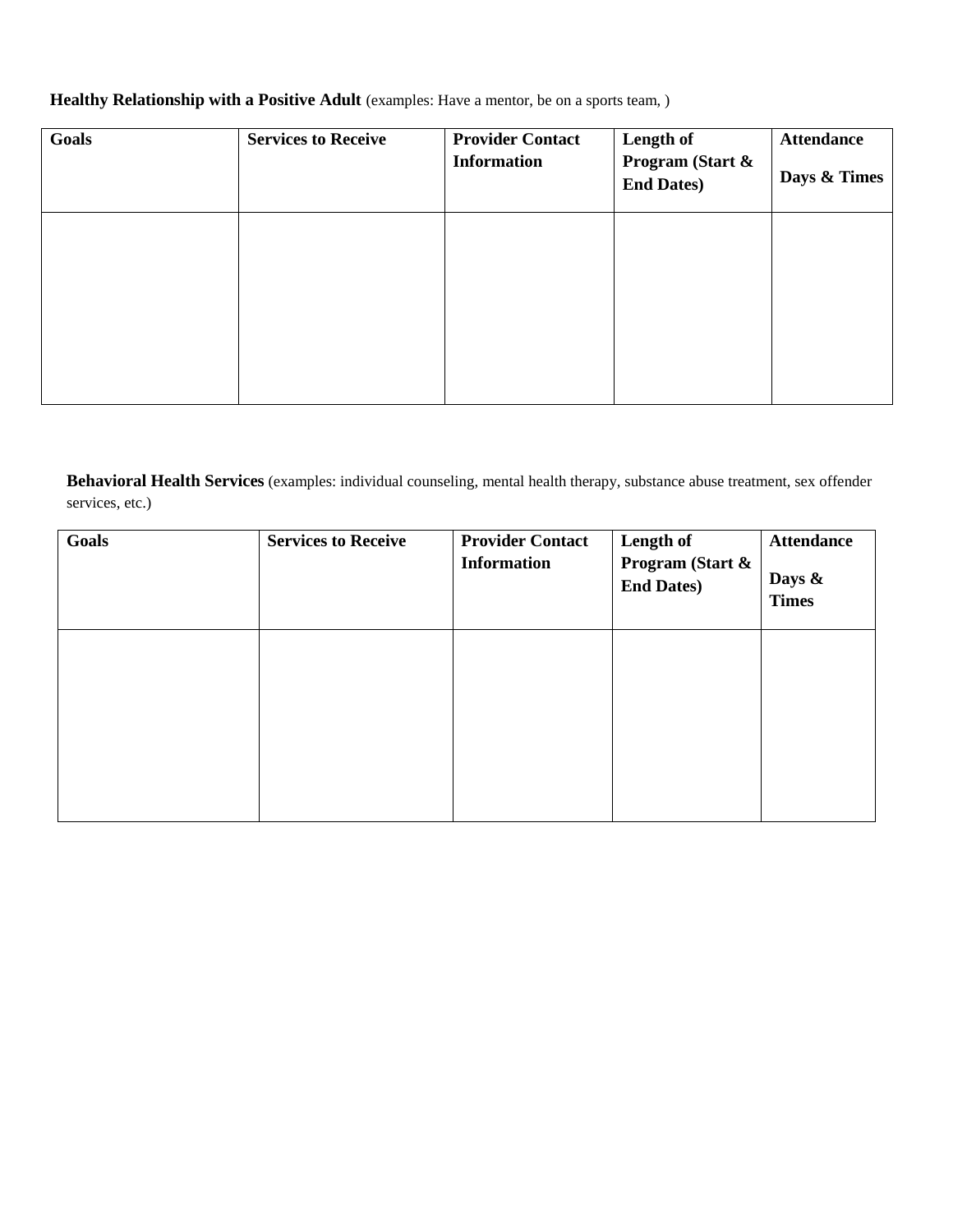**Healthy Relationship with a Positive Adult** (examples: Have a mentor, be on a sports team, )

| Goals | Services to Receive | Provider Contact Information | Length of Program (Start & End Dates) | Attendance<br><br>Days & Times |
|---|---|---|---|---|
| | | | | |

**Behavioral Health Services** (examples: individual counseling, mental health therapy, substance abuse treatment, sex offender services, etc.)

| Goals | Services to Receive | Provider Contact Information | Length of Program (Start & End Dates) | Attendance<br><br>Days & Times |
|---|---|---|---|---|
| | | | | |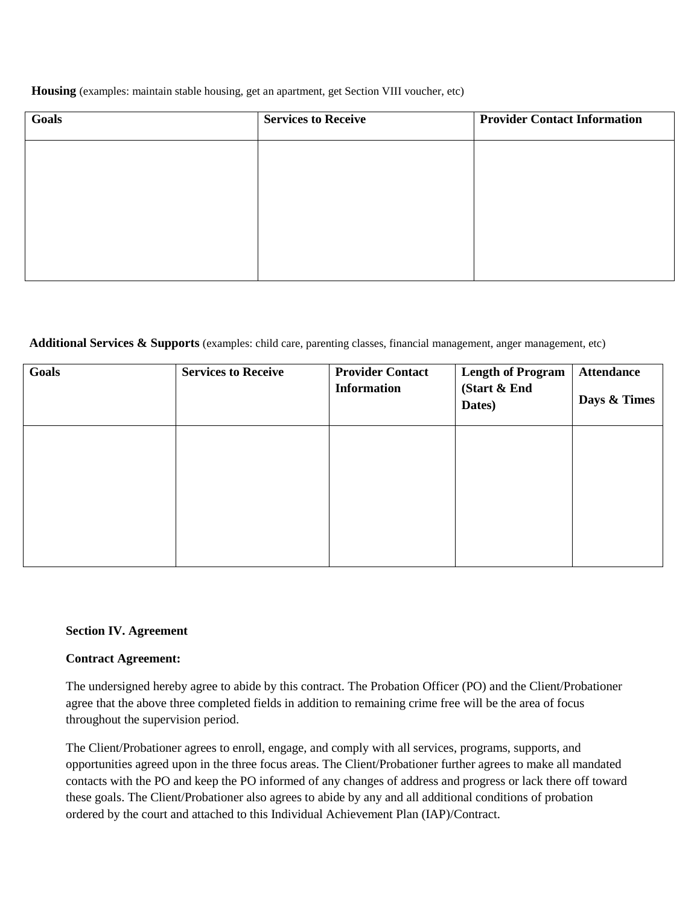**Housing** (examples: maintain stable housing, get an apartment, get Section VIII voucher, etc)

| Goals | Services to Receive | Provider Contact Information |
|---|---|---|
| | | |

**Additional Services & Supports** (examples: child care, parenting classes, financial management, anger management, etc)

| Goals | Services to Receive | Provider Contact Information | Length of Program (Start & End Dates) | Attendance Days & Times |
|---|---|---|---|---|
| | | | | |

**Section IV. Agreement**

**Contract Agreement:**

The undersigned hereby agree to abide by this contract. The Probation Officer (PO) and the Client/Probationer agree that the above three completed fields in addition to remaining crime free will be the area of focus throughout the supervision period.

The Client/Probationer agrees to enroll, engage, and comply with all services, programs, supports, and opportunities agreed upon in the three focus areas. The Client/Probationer further agrees to make all mandated contacts with the PO and keep the PO informed of any changes of address and progress or lack there off toward these goals. The Client/Probationer also agrees to abide by any and all additional conditions of probation ordered by the court and attached to this Individual Achievement Plan (IAP)/Contract.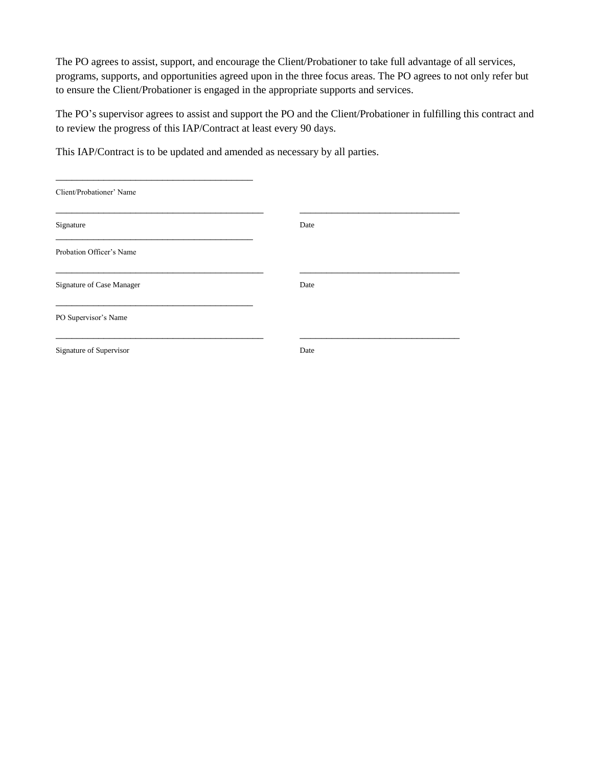The PO agrees to assist, support, and encourage the Client/Probationer to take full advantage of all services, programs, supports, and opportunities agreed upon in the three focus areas. The PO agrees to not only refer but to ensure the Client/Probationer is engaged in the appropriate supports and services.

The PO's supervisor agrees to assist and support the PO and the Client/Probationer in fulfilling this contract and to review the progress of this IAP/Contract at least every 90 days.

This IAP/Contract is to be updated and amended as necessary by all parties.

\_\_\_\_\_\_\_\_\_\_\_\_\_\_\_\_\_\_\_\_\_\_\_\_\_\_\_\_\_\_\_\_\_\_\_\_\_\_\_\_

Client/Probationer' Name

\_\_\_\_\_\_\_\_\_\_\_\_\_\_\_\_\_\_\_\_\_\_\_\_\_\_\_\_\_\_\_\_\_\_\_\_\_\_\_\_ \_\_\_\_\_\_\_\_\_\_\_\_\_\_\_\_\_\_\_\_\_\_\_\_\_\_\_\_\_\_\_\_\_\_\_

Signature Date

\_\_\_\_\_\_\_\_\_\_\_\_\_\_\_\_\_\_\_\_\_\_\_\_\_\_\_\_\_\_\_\_\_\_\_\_\_\_\_\_

Probation Officer's Name

\_\_\_\_\_\_\_\_\_\_\_\_\_\_\_\_\_\_\_\_\_\_\_\_\_\_\_\_\_\_\_\_\_\_\_\_\_\_\_\_ \_\_\_\_\_\_\_\_\_\_\_\_\_\_\_\_\_\_\_\_\_\_\_\_\_\_\_\_\_\_\_\_\_\_\_

Signature of Case Manager Date

\_\_\_\_\_\_\_\_\_\_\_\_\_\_\_\_\_\_\_\_\_\_\_\_\_\_\_\_\_\_\_\_\_\_\_\_\_\_\_\_

PO Supervisor's Name

\_\_\_\_\_\_\_\_\_\_\_\_\_\_\_\_\_\_\_\_\_\_\_\_\_\_\_\_\_\_\_\_\_\_\_\_\_\_\_\_ \_\_\_\_\_\_\_\_\_\_\_\_\_\_\_\_\_\_\_\_\_\_\_\_\_\_\_\_\_\_\_\_\_\_\_

Signature of Supervisor Date